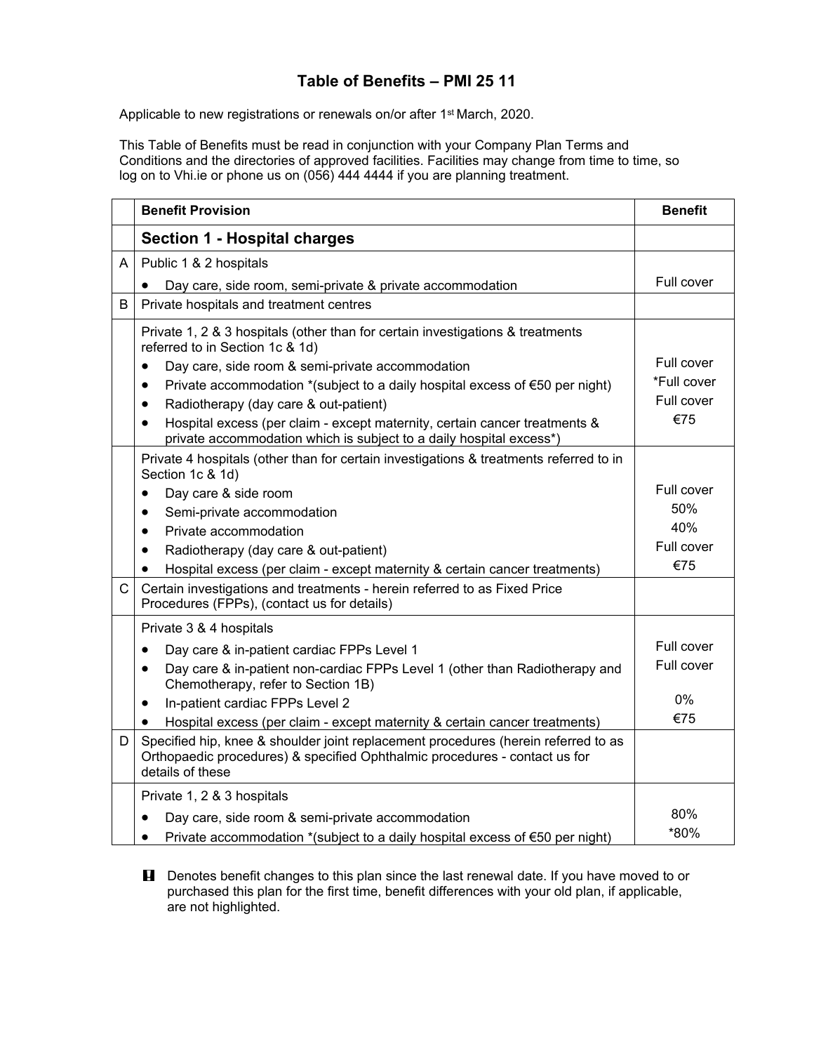# Table of Benefits – PMI 25 11

Applicable to new registrations or renewals on/or after 1st March, 2020.

This Table of Benefits must be read in conjunction with your Company Plan Terms and Conditions and the directories of approved facilities. Facilities may change from time to time, so log on to Vhi.ie or phone us on (056) 444 4444 if you are planning treatment.

| | Benefit Provision | Benefit |
|---|---|---|
| | **Section 1 - Hospital charges** | |
| A | Public 1 & 2 hospitals<br>• Day care, side room, semi-private & private accommodation | Full cover |
| B | Private hospitals and treatment centres | |
| | Private 1, 2 & 3 hospitals (other than for certain investigations & treatments referred to in Section 1c & 1d)<br>• Day care, side room & semi-private accommodation<br>• Private accommodation *(subject to a daily hospital excess of €50 per night)<br>• Radiotherapy (day care & out-patient)<br>• Hospital excess (per claim - except maternity, certain cancer treatments & private accommodation which is subject to a daily hospital excess*) | Full cover<br>*Full cover<br>Full cover<br>€75 |
| | Private 4 hospitals (other than for certain investigations & treatments referred to in Section 1c & 1d)<br>• Day care & side room<br>• Semi-private accommodation<br>• Private accommodation<br>• Radiotherapy (day care & out-patient)<br>• Hospital excess (per claim - except maternity & certain cancer treatments) | Full cover<br>50%<br>40%<br>Full cover<br>€75 |
| C | Certain investigations and treatments - herein referred to as Fixed Price Procedures (FPPs), (contact us for details) | |
| | Private 3 & 4 hospitals<br>• Day care & in-patient cardiac FPPs Level 1<br>• Day care & in-patient non-cardiac FPPs Level 1 (other than Radiotherapy and Chemotherapy, refer to Section 1B)<br>• In-patient cardiac FPPs Level 2<br>• Hospital excess (per claim - except maternity & certain cancer treatments) | Full cover<br>Full cover<br>0%<br>€75 |
| D | Specified hip, knee & shoulder joint replacement procedures (herein referred to as Orthopaedic procedures) & specified Ophthalmic procedures - contact us for details of these | |
| | Private 1, 2 & 3 hospitals<br>• Day care, side room & semi-private accommodation<br>• Private accommodation *(subject to a daily hospital excess of €50 per night) | 80%<br>*80% |

! Denotes benefit changes to this plan since the last renewal date. If you have moved to or purchased this plan for the first time, benefit differences with your old plan, if applicable, are not highlighted.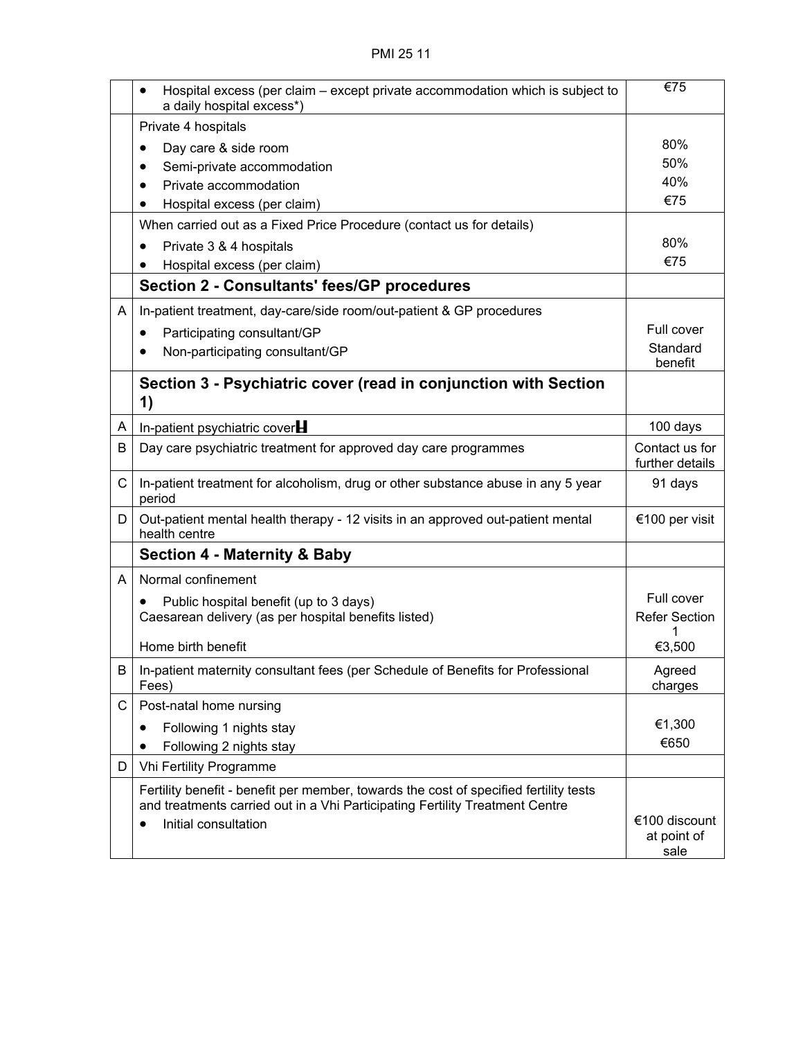| | | |
|---|---|---|
| | • Hospital excess (per claim – except private accommodation which is subject to a daily hospital excess*) | €75 |
| | Private 4 hospitals<br>• Day care & side room<br>• Semi-private accommodation<br>• Private accommodation<br>• Hospital excess (per claim) | <br>80%<br>50%<br>40%<br>€75 |
| | When carried out as a Fixed Price Procedure (contact us for details)<br>• Private 3 & 4 hospitals<br>• Hospital excess (per claim) | <br>80%<br>€75 |
| | **Section 2 - Consultants' fees/GP procedures** | |
| A | In-patient treatment, day-care/side room/out-patient & GP procedures<br>• Participating consultant/GP<br>• Non-participating consultant/GP | <br>Full cover<br>Standard benefit |
| | **Section 3 - Psychiatric cover (read in conjunction with Section 1)** | |
| A | In-patient psychiatric cover H | 100 days |
| B | Day care psychiatric treatment for approved day care programmes | Contact us for further details |
| C | In-patient treatment for alcoholism, drug or other substance abuse in any 5 year period | 91 days |
| D | Out-patient mental health therapy - 12 visits in an approved out-patient mental health centre | €100 per visit |
| | **Section 4 - Maternity & Baby** | |
| A | Normal confinement<br>• Public hospital benefit (up to 3 days)<br>Caesarean delivery (as per hospital benefits listed)<br>Home birth benefit | <br>Full cover<br>Refer Section 1<br>€3,500 |
| B | In-patient maternity consultant fees (per Schedule of Benefits for Professional Fees) | Agreed charges |
| C | Post-natal home nursing<br>• Following 1 nights stay<br>• Following 2 nights stay | <br>€1,300<br>€650 |
| D | Vhi Fertility Programme | |
| | Fertility benefit - benefit per member, towards the cost of specified fertility tests and treatments carried out in a Vhi Participating Fertility Treatment Centre<br>• Initial consultation | <br>€100 discount at point of sale |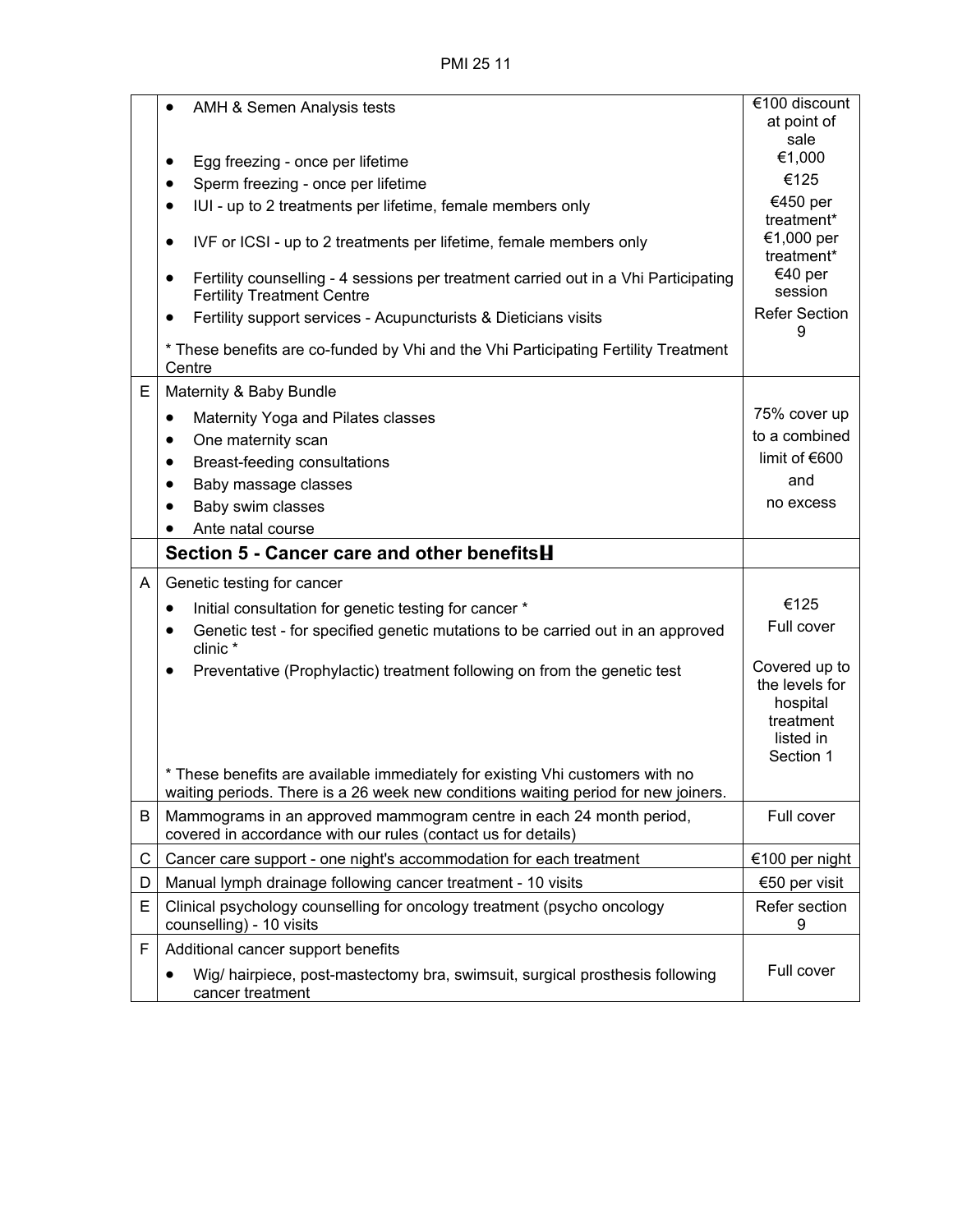| | | |
|---|---|---|
| | • AMH & Semen Analysis tests | €100 discount at point of sale |
| | • Egg freezing - once per lifetime | €1,000 |
| | • Sperm freezing - once per lifetime | €125 |
| | • IUI - up to 2 treatments per lifetime, female members only | €450 per treatment* |
| | • IVF or ICSI - up to 2 treatments per lifetime, female members only | €1,000 per treatment* |
| | • Fertility counselling - 4 sessions per treatment carried out in a Vhi Participating Fertility Treatment Centre | €40 per session |
| | • Fertility support services - Acupuncturists & Dieticians visits | Refer Section 9 |
| | * These benefits are co-funded by Vhi and the Vhi Participating Fertility Treatment Centre | |
| E | Maternity & Baby Bundle<br>• Maternity Yoga and Pilates classes<br>• One maternity scan<br>• Breast-feeding consultations<br>• Baby massage classes<br>• Baby swim classes<br>• Ante natal course | 75% cover up to a combined limit of €600 and no excess |
| | **Section 5 - Cancer care and other benefits** | |
| A | Genetic testing for cancer | |
| | • Initial consultation for genetic testing for cancer * | €125 |
| | • Genetic test - for specified genetic mutations to be carried out in an approved clinic * | Full cover |
| | • Preventative (Prophylactic) treatment following on from the genetic test | Covered up to the levels for hospital treatment listed in Section 1 |
| | * These benefits are available immediately for existing Vhi customers with no waiting periods. There is a 26 week new conditions waiting period for new joiners. | |
| B | Mammograms in an approved mammogram centre in each 24 month period, covered in accordance with our rules (contact us for details) | Full cover |
| C | Cancer care support - one night's accommodation for each treatment | €100 per night |
| D | Manual lymph drainage following cancer treatment - 10 visits | €50 per visit |
| E | Clinical psychology counselling for oncology treatment (psycho oncology counselling) - 10 visits | Refer section 9 |
| F | Additional cancer support benefits<br>• Wig/ hairpiece, post-mastectomy bra, swimsuit, surgical prosthesis following cancer treatment | Full cover |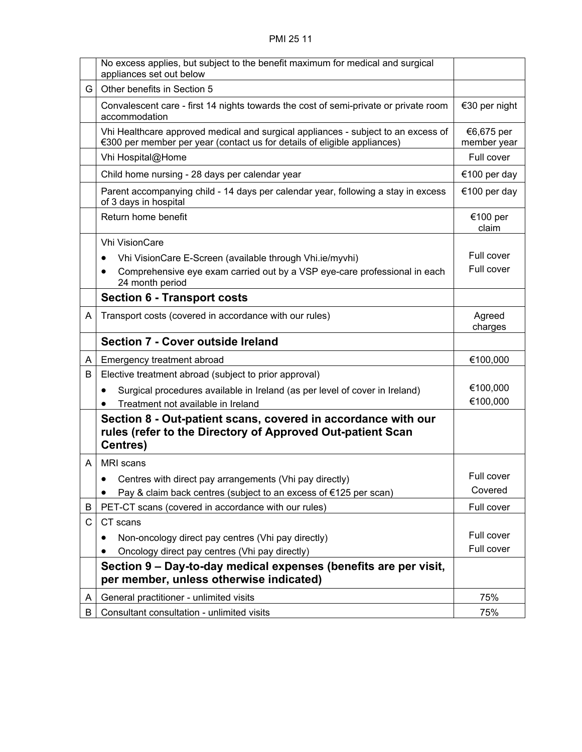| | | |
|---|---|---|
| | No excess applies, but subject to the benefit maximum for medical and surgical appliances set out below | |
| G | Other benefits in Section 5 | |
| | Convalescent care - first 14 nights towards the cost of semi-private or private room accommodation | €30 per night |
| | Vhi Healthcare approved medical and surgical appliances - subject to an excess of €300 per member per year (contact us for details of eligible appliances) | €6,675 per member year |
| | Vhi Hospital@Home | Full cover |
| | Child home nursing - 28 days per calendar year | €100 per day |
| | Parent accompanying child - 14 days per calendar year, following a stay in excess of 3 days in hospital | €100 per day |
| | Return home benefit | €100 per claim |
| | Vhi VisionCare<br>• Vhi VisionCare E-Screen (available through Vhi.ie/myvhi)<br>• Comprehensive eye exam carried out by a VSP eye-care professional in each 24 month period | <br>Full cover<br>Full cover |
| | **Section 6 - Transport costs** | |
| A | Transport costs (covered in accordance with our rules) | Agreed charges |
| | **Section 7 - Cover outside Ireland** | |
| A | Emergency treatment abroad | €100,000 |
| B | Elective treatment abroad (subject to prior approval)<br>• Surgical procedures available in Ireland (as per level of cover in Ireland)<br>• Treatment not available in Ireland | <br>€100,000<br>€100,000 |
| | **Section 8 - Out-patient scans, covered in accordance with our rules (refer to the Directory of Approved Out-patient Scan Centres)** | |
| A | MRI scans<br>• Centres with direct pay arrangements (Vhi pay directly)<br>• Pay & claim back centres (subject to an excess of €125 per scan) | <br>Full cover<br>Covered |
| B | PET-CT scans (covered in accordance with our rules) | Full cover |
| C | CT scans<br>• Non-oncology direct pay centres (Vhi pay directly)<br>• Oncology direct pay centres (Vhi pay directly) | <br>Full cover<br>Full cover |
| | **Section 9 – Day-to-day medical expenses (benefits are per visit, per member, unless otherwise indicated)** | |
| A | General practitioner - unlimited visits | 75% |
| B | Consultant consultation - unlimited visits | 75% |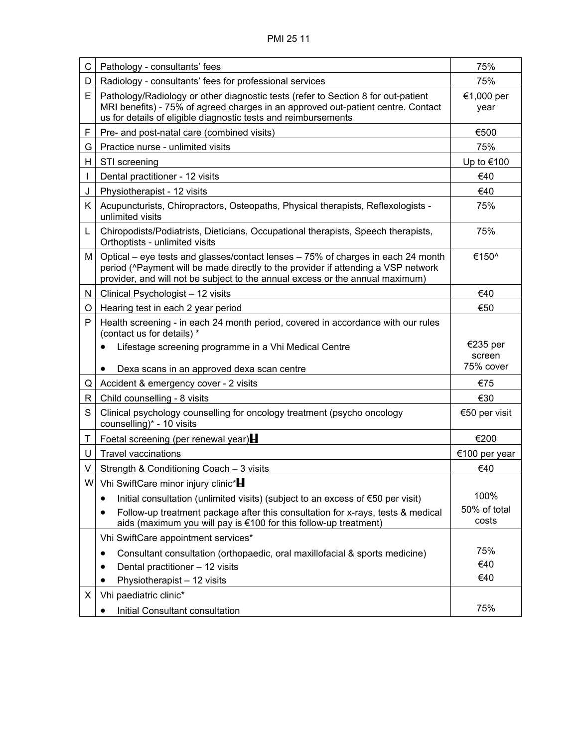| | | |
|---|---|---|
| C | Pathology - consultants' fees | 75% |
| D | Radiology - consultants' fees for professional services | 75% |
| E | Pathology/Radiology or other diagnostic tests (refer to Section 8 for out-patient MRI benefits) - 75% of agreed charges in an approved out-patient centre. Contact us for details of eligible diagnostic tests and reimbursements | €1,000 per year |
| F | Pre- and post-natal care (combined visits) | €500 |
| G | Practice nurse - unlimited visits | 75% |
| H | STI screening | Up to €100 |
| I | Dental practitioner - 12 visits | €40 |
| J | Physiotherapist - 12 visits | €40 |
| K | Acupuncturists, Chiropractors, Osteopaths, Physical therapists, Reflexologists - unlimited visits | 75% |
| L | Chiropodists/Podiatrists, Dieticians, Occupational therapists, Speech therapists, Orthoptists - unlimited visits | 75% |
| M | Optical – eye tests and glasses/contact lenses – 75% of charges in each 24 month period (^Payment will be made directly to the provider if attending a VSP network provider, and will not be subject to the annual excess or the annual maximum) | €150^ |
| N | Clinical Psychologist – 12 visits | €40 |
| O | Hearing test in each 2 year period | €50 |
| P | Health screening - in each 24 month period, covered in accordance with our rules (contact us for details) * <br>• Lifestage screening programme in a Vhi Medical Centre <br>• Dexa scans in an approved dexa scan centre | <br>€235 per screen <br>75% cover |
| Q | Accident & emergency cover - 2 visits | €75 |
| R | Child counselling - 8 visits | €30 |
| S | Clinical psychology counselling for oncology treatment (psycho oncology counselling)* - 10 visits | €50 per visit |
| T | Foetal screening (per renewal year) | €200 |
| U | Travel vaccinations | €100 per year |
| V | Strength & Conditioning Coach – 3 visits | €40 |
| W | Vhi SwiftCare minor injury clinic* <br>• Initial consultation (unlimited visits) (subject to an excess of €50 per visit) <br>• Follow-up treatment package after this consultation for x-rays, tests & medical aids (maximum you will pay is €100 for this follow-up treatment) | <br>100% <br>50% of total costs |
| | Vhi SwiftCare appointment services* <br>• Consultant consultation (orthopaedic, oral maxillofacial & sports medicine) <br>• Dental practitioner – 12 visits <br>• Physiotherapist – 12 visits | <br>75% <br>€40 <br>€40 |
| X | Vhi paediatric clinic* <br>• Initial Consultant consultation | <br>75% |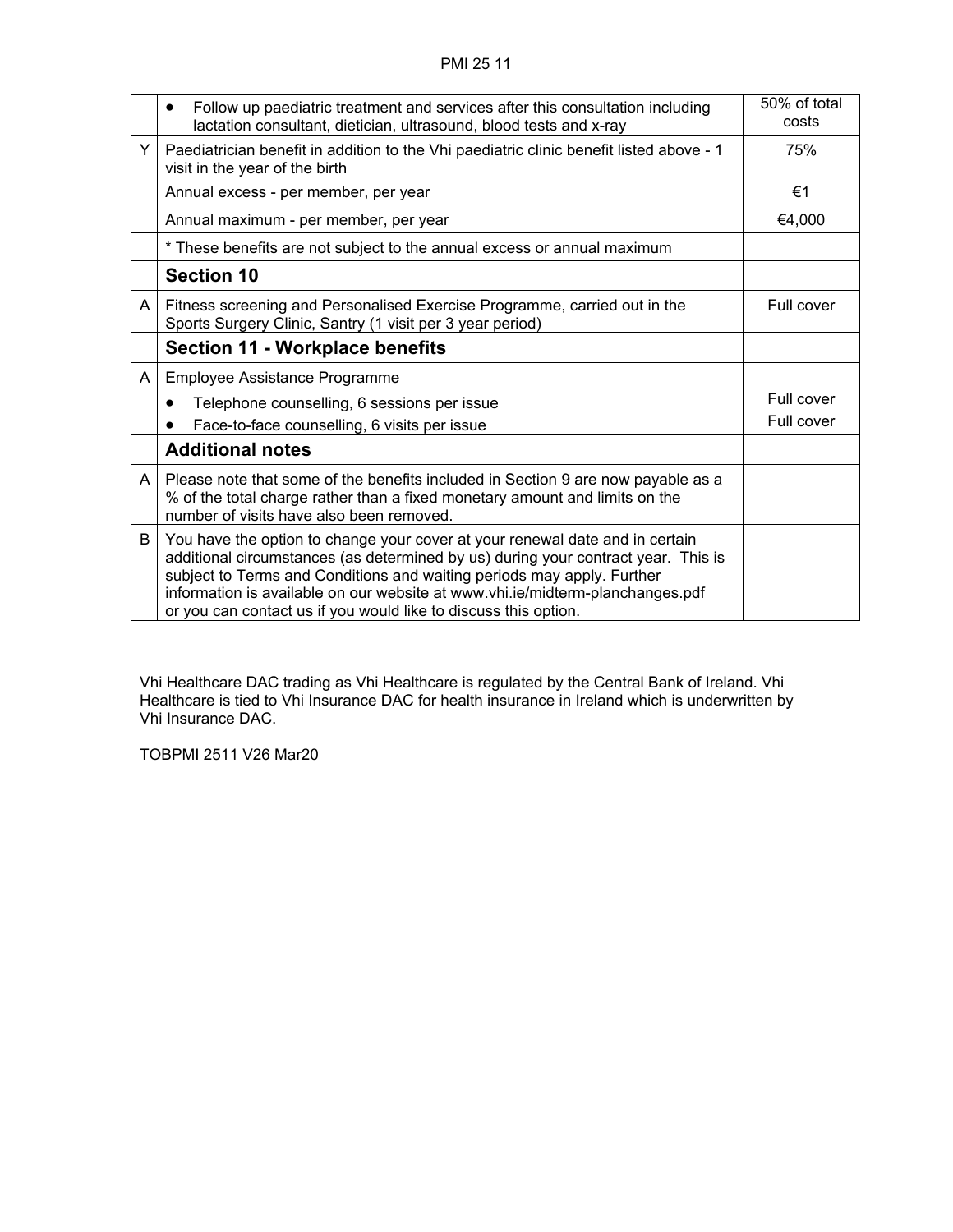| | | |
|---|---|---|
| | • Follow up paediatric treatment and services after this consultation including lactation consultant, dietician, ultrasound, blood tests and x-ray | 50% of total costs |
| Y | Paediatrician benefit in addition to the Vhi paediatric clinic benefit listed above - 1 visit in the year of the birth | 75% |
| | Annual excess - per member, per year | €1 |
| | Annual maximum - per member, per year | €4,000 |
| | * These benefits are not subject to the annual excess or annual maximum | |
| | **Section 10** | |
| A | Fitness screening and Personalised Exercise Programme, carried out in the Sports Surgery Clinic, Santry (1 visit per 3 year period) | Full cover |
| | **Section 11 - Workplace benefits** | |
| A | Employee Assistance Programme<br>• Telephone counselling, 6 sessions per issue<br>• Face-to-face counselling, 6 visits per issue | <br>Full cover<br>Full cover |
| | **Additional notes** | |
| A | Please note that some of the benefits included in Section 9 are now payable as a % of the total charge rather than a fixed monetary amount and limits on the number of visits have also been removed. | |
| B | You have the option to change your cover at your renewal date and in certain additional circumstances (as determined by us) during your contract year. This is subject to Terms and Conditions and waiting periods may apply. Further information is available on our website at www.vhi.ie/midterm-planchanges.pdf or you can contact us if you would like to discuss this option. | |

Vhi Healthcare DAC trading as Vhi Healthcare is regulated by the Central Bank of Ireland. Vhi Healthcare is tied to Vhi Insurance DAC for health insurance in Ireland which is underwritten by Vhi Insurance DAC.

TOBPMI 2511 V26 Mar20